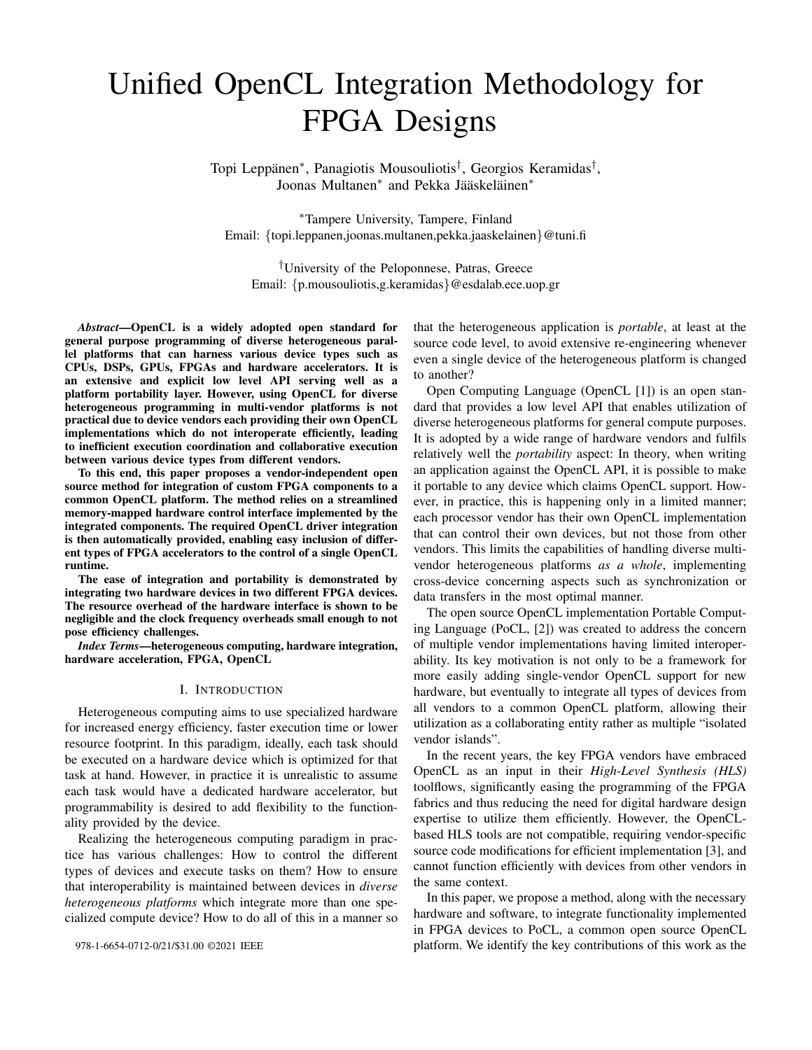# Unified OpenCL Integration Methodology for FPGA Designs

Topi Leppänen[*], Panagiotis Mousouliotis[†], Georgios Keramidas[†], Joonas Multanen[*] and Pekka Jääskeläinen[*]

[*]Tampere University, Tampere, Finland
Email: {topi.leppanen,joonas.multanen,pekka.jaaskelainen}@tuni.fi

[†]University of the Peloponnese, Patras, Greece
Email: {p.mousouliotis,g.keramidas}@esdalab.ece.uop.gr

***Abstract*—OpenCL is a widely adopted open standard for general purpose programming of diverse heterogeneous parallel platforms that can harness various device types such as CPUs, DSPs, GPUs, FPGAs and hardware accelerators. It is an extensive and explicit low level API serving well as a platform portability layer. However, using OpenCL for diverse heterogeneous programming in multi-vendor platforms is not practical due to device vendors each providing their own OpenCL implementations which do not interoperate efficiently, leading to inefficient execution coordination and collaborative execution between various device types from different vendors.**

**To this end, this paper proposes a vendor-independent open source method for integration of custom FPGA components to a common OpenCL platform. The method relies on a streamlined memory-mapped hardware control interface implemented by the integrated components. The required OpenCL driver integration is then automatically provided, enabling easy inclusion of different types of FPGA accelerators to the control of a single OpenCL runtime.**

**The ease of integration and portability is demonstrated by integrating two hardware devices in two different FPGA devices. The resource overhead of the hardware interface is shown to be negligible and the clock frequency overheads small enough to not pose efficiency challenges.**

***Index Terms*—heterogeneous computing, hardware integration, hardware acceleration, FPGA, OpenCL**

## I. Introduction

Heterogeneous computing aims to use specialized hardware for increased energy efficiency, faster execution time or lower resource footprint. In this paradigm, ideally, each task should be executed on a hardware device which is optimized for that task at hand. However, in practice it is unrealistic to assume each task would have a dedicated hardware accelerator, but programmability is desired to add flexibility to the functionality provided by the device.

Realizing the heterogeneous computing paradigm in practice has various challenges: How to control the different types of devices and execute tasks on them? How to ensure that interoperability is maintained between devices in *diverse heterogeneous platforms* which integrate more than one specialized compute device? How to do all of this in a manner so that the heterogeneous application is *portable*, at least at the source code level, to avoid extensive re-engineering whenever even a single device of the heterogeneous platform is changed to another?

Open Computing Language (OpenCL [1]) is an open standard that provides a low level API that enables utilization of diverse heterogeneous platforms for general compute purposes. It is adopted by a wide range of hardware vendors and fulfils relatively well the *portability* aspect: In theory, when writing an application against the OpenCL API, it is possible to make it portable to any device which claims OpenCL support. However, in practice, this is happening only in a limited manner; each processor vendor has their own OpenCL implementation that can control their own devices, but not those from other vendors. This limits the capabilities of handling diverse multi-vendor heterogeneous platforms *as a whole*, implementing cross-device concerning aspects such as synchronization or data transfers in the most optimal manner.

The open source OpenCL implementation Portable Computing Language (PoCL, [2]) was created to address the concern of multiple vendor implementations having limited interoperability. Its key motivation is not only to be a framework for more easily adding single-vendor OpenCL support for new hardware, but eventually to integrate all types of devices from all vendors to a common OpenCL platform, allowing their utilization as a collaborating entity rather as multiple "isolated vendor islands".

In the recent years, the key FPGA vendors have embraced OpenCL as an input in their *High-Level Synthesis (HLS)* toolflows, significantly easing the programming of the FPGA fabrics and thus reducing the need for digital hardware design expertise to utilize them efficiently. However, the OpenCL-based HLS tools are not compatible, requiring vendor-specific source code modifications for efficient implementation [3], and cannot function efficiently with devices from other vendors in the same context.

In this paper, we propose a method, along with the necessary hardware and software, to integrate functionality implemented in FPGA devices to PoCL, a common open source OpenCL platform. We identify the key contributions of this work as the

978-1-6654-0712-0/21/$31.00 ©2021 IEEE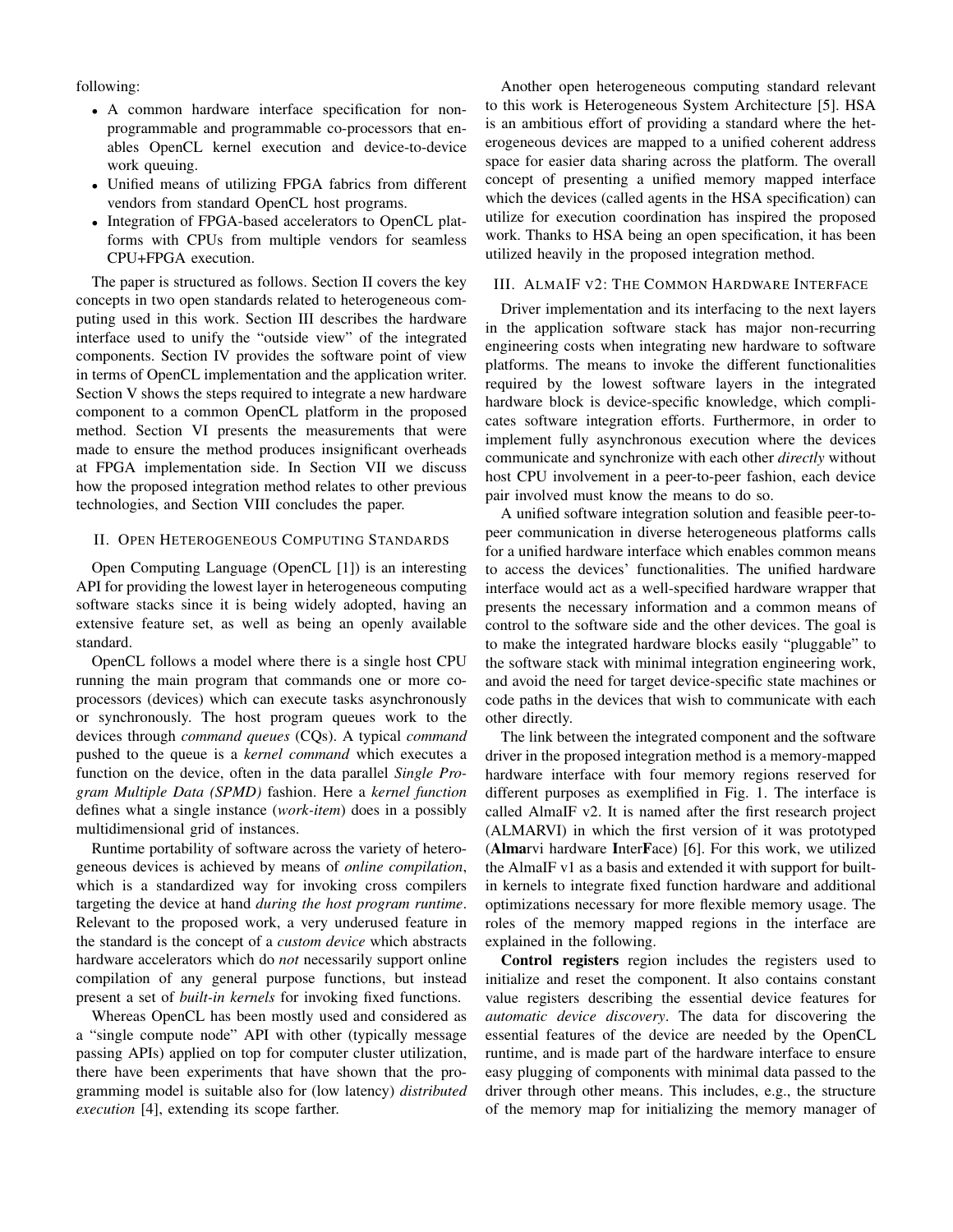following:

- A common hardware interface specification for non-programmable and programmable co-processors that enables OpenCL kernel execution and device-to-device work queuing.
- Unified means of utilizing FPGA fabrics from different vendors from standard OpenCL host programs.
- Integration of FPGA-based accelerators to OpenCL platforms with CPUs from multiple vendors for seamless CPU+FPGA execution.

The paper is structured as follows. Section II covers the key concepts in two open standards related to heterogeneous computing used in this work. Section III describes the hardware interface used to unify the "outside view" of the integrated components. Section IV provides the software point of view in terms of OpenCL implementation and the application writer. Section V shows the steps required to integrate a new hardware component to a common OpenCL platform in the proposed method. Section VI presents the measurements that were made to ensure the method produces insignificant overheads at FPGA implementation side. In Section VII we discuss how the proposed integration method relates to other previous technologies, and Section VIII concludes the paper.

## II. Open Heterogeneous Computing Standards

Open Computing Language (OpenCL [1]) is an interesting API for providing the lowest layer in heterogeneous computing software stacks since it is being widely adopted, having an extensive feature set, as well as being an openly available standard.

OpenCL follows a model where there is a single host CPU running the main program that commands one or more co-processors (devices) which can execute tasks asynchronously or synchronously. The host program queues work to the devices through *command queues* (CQs). A typical *command* pushed to the queue is a *kernel command* which executes a function on the device, often in the data parallel *Single Program Multiple Data (SPMD)* fashion. Here a *kernel function* defines what a single instance (*work-item*) does in a possibly multidimensional grid of instances.

Runtime portability of software across the variety of heterogeneous devices is achieved by means of *online compilation*, which is a standardized way for invoking cross compilers targeting the device at hand *during the host program runtime*. Relevant to the proposed work, a very underused feature in the standard is the concept of a *custom device* which abstracts hardware accelerators which do *not* necessarily support online compilation of any general purpose functions, but instead present a set of *built-in kernels* for invoking fixed functions.

Whereas OpenCL has been mostly used and considered as a "single compute node" API with other (typically message passing APIs) applied on top for computer cluster utilization, there have been experiments that have shown that the programming model is suitable also for (low latency) *distributed execution* [4], extending its scope farther.

Another open heterogeneous computing standard relevant to this work is Heterogeneous System Architecture [5]. HSA is an ambitious effort of providing a standard where the heterogeneous devices are mapped to a unified coherent address space for easier data sharing across the platform. The overall concept of presenting a unified memory mapped interface which the devices (called agents in the HSA specification) can utilize for execution coordination has inspired the proposed work. Thanks to HSA being an open specification, it has been utilized heavily in the proposed integration method.

## III. AlmaIF v2: The Common Hardware Interface

Driver implementation and its interfacing to the next layers in the application software stack has major non-recurring engineering costs when integrating new hardware to software platforms. The means to invoke the different functionalities required by the lowest software layers in the integrated hardware block is device-specific knowledge, which complicates software integration efforts. Furthermore, in order to implement fully asynchronous execution where the devices communicate and synchronize with each other *directly* without host CPU involvement in a peer-to-peer fashion, each device pair involved must know the means to do so.

A unified software integration solution and feasible peer-to-peer communication in diverse heterogeneous platforms calls for a unified hardware interface which enables common means to access the devices' functionalities. The unified hardware interface would act as a well-specified hardware wrapper that presents the necessary information and a common means of control to the software side and the other devices. The goal is to make the integrated hardware blocks easily "pluggable" to the software stack with minimal integration engineering work, and avoid the need for target device-specific state machines or code paths in the devices that wish to communicate with each other directly.

The link between the integrated component and the software driver in the proposed integration method is a memory-mapped hardware interface with four memory regions reserved for different purposes as exemplified in Fig. 1. The interface is called AlmaIF v2. It is named after the first research project (ALMARVI) in which the first version of it was prototyped (**Alma**rvi hardware **I**nter**F**ace) [6]. For this work, we utilized the AlmaIF v1 as a basis and extended it with support for built-in kernels to integrate fixed function hardware and additional optimizations necessary for more flexible memory usage. The roles of the memory mapped regions in the interface are explained in the following.

**Control registers** region includes the registers used to initialize and reset the component. It also contains constant value registers describing the essential device features for *automatic device discovery*. The data for discovering the essential features of the device are needed by the OpenCL runtime, and is made part of the hardware interface to ensure easy plugging of components with minimal data passed to the driver through other means. This includes, e.g., the structure of the memory map for initializing the memory manager of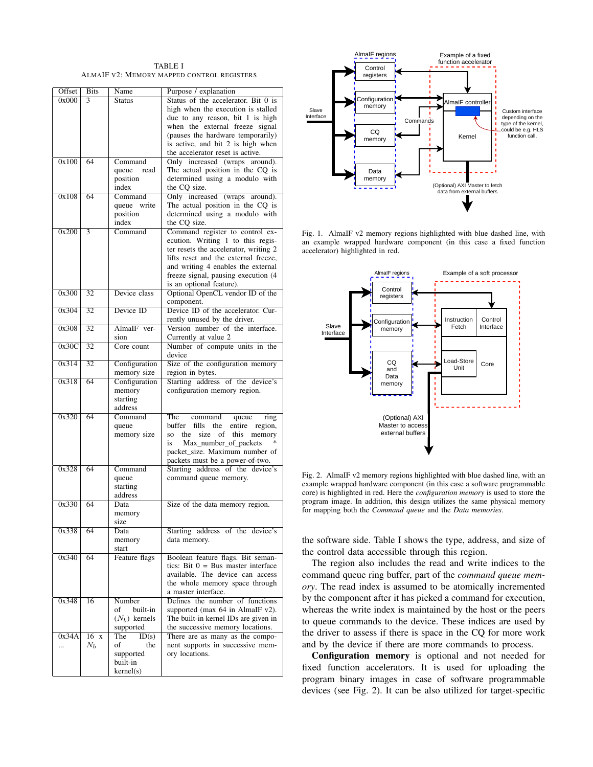TABLE I
ALMAIF V2: MEMORY MAPPED CONTROL REGISTERS

| Offset | Bits | Name | Purpose / explanation |
|---|---|---|---|
| 0x000 | 3 | Status | Status of the accelerator. Bit 0 is high when the execution is stalled due to any reason, bit 1 is high when the external freeze signal (pauses the hardware temporarily) is active, and bit 2 is high when the accelerator reset is active. |
| 0x100 | 64 | Command queue read position index | Only increased (wraps around). The actual position in the CQ is determined using a modulo with the CQ size. |
| 0x108 | 64 | Command queue write position index | Only increased (wraps around). The actual position in the CQ is determined using a modulo with the CQ size. |
| 0x200 | 3 | Command | Command register to control execution. Writing 1 to this register resets the accelerator, writing 2 lifts reset and the external freeze, and writing 4 enables the external freeze signal, pausing execution (4 is an optional feature). |
| 0x300 | 32 | Device class | Optional OpenCL vendor ID of the component. |
| 0x304 | 32 | Device ID | Device ID of the accelerator. Currently unused by the driver. |
| 0x308 | 32 | AlmaIF version | Version number of the interface. Currently at value 2 |
| 0x30C | 32 | Core count | Number of compute units in the device |
| 0x314 | 32 | Configuration memory size | Size of the configuration memory region in bytes. |
| 0x318 | 64 | Configuration memory starting address | Starting address of the device's configuration memory region. |
| 0x320 | 64 | Command queue memory size | The command queue ring buffer fills the entire region, so the size of this memory is Max_number_of_packets * packet_size. Maximum number of packets must be a power-of-two. |
| 0x328 | 64 | Command queue starting address | Starting address of the device's command queue memory. |
| 0x330 | 64 | Data memory size | Size of the data memory region. |
| 0x338 | 64 | Data memory start | Starting address of the device's data memory. |
| 0x340 | 64 | Feature flags | Boolean feature flags. Bit semantics: Bit 0 = Bus master interface available. The device can access the whole memory space through a master interface. |
| 0x348 | 16 | Number of built-in ($N_b$) kernels supported | Defines the number of functions supported (max 64 in AlmaIF v2). The built-in kernel IDs are given in the successive memory locations. |
| 0x34A ... | 16 x $N_b$ | The ID(s) of the supported built-in kernel(s) | There are as many as the component supports in successive memory locations. |

Fig. 1. AlmaIF v2 memory regions highlighted with blue dashed line, with an example wrapped hardware component (in this case a fixed function accelerator) highlighted in red.

Fig. 2. AlmaIF v2 memory regions highlighted with blue dashed line, with an example wrapped hardware component (in this case a software programmable core) is highlighted in red. Here the *configuration memory* is used to store the program image. In addition, this design utilizes the same physical memory for mapping both the *Command queue* and the *Data memories*.

the software side. Table I shows the type, address, and size of the control data accessible through this region.

The region also includes the read and write indices to the command queue ring buffer, part of the *command queue memory*. The read index is assumed to be atomically incremented by the component after it has picked a command for execution, whereas the write index is maintained by the host or the peers to queue commands to the device. These indices are used by the driver to assess if there is space in the CQ for more work and by the device if there are more commands to process.

**Configuration memory** is optional and not needed for fixed function accelerators. It is used for uploading the program binary images in case of software programmable devices (see Fig. 2). It can be also utilized for target-specific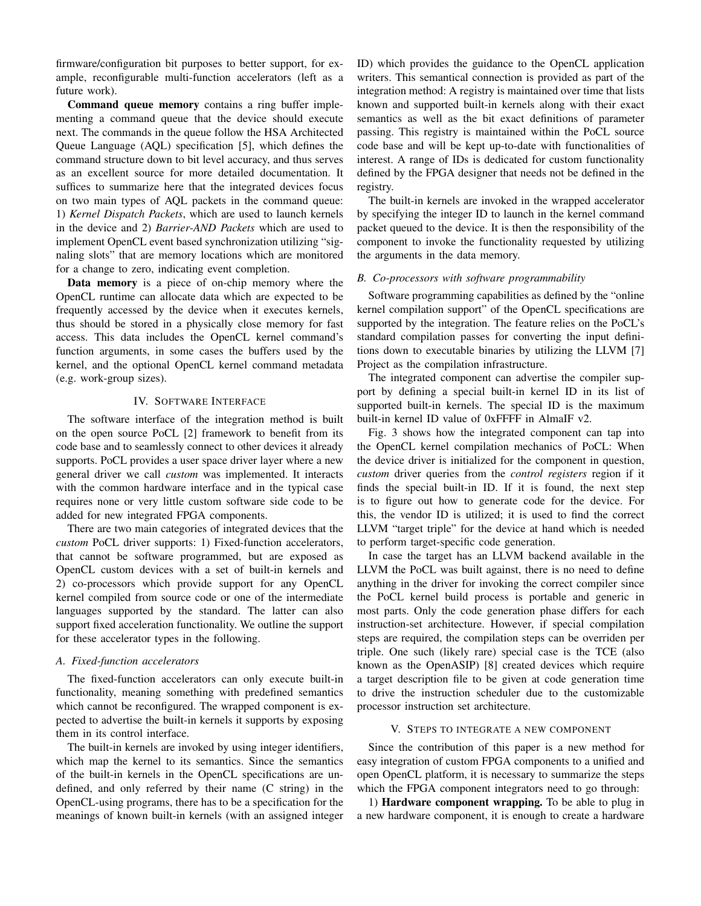firmware/configuration bit purposes to better support, for example, reconfigurable multi-function accelerators (left as a future work).

**Command queue memory** contains a ring buffer implementing a command queue that the device should execute next. The commands in the queue follow the HSA Architected Queue Language (AQL) specification [5], which defines the command structure down to bit level accuracy, and thus serves as an excellent source for more detailed documentation. It suffices to summarize here that the integrated devices focus on two main types of AQL packets in the command queue: 1) *Kernel Dispatch Packets*, which are used to launch kernels in the device and 2) *Barrier-AND Packets* which are used to implement OpenCL event based synchronization utilizing "signaling slots" that are memory locations which are monitored for a change to zero, indicating event completion.

**Data memory** is a piece of on-chip memory where the OpenCL runtime can allocate data which are expected to be frequently accessed by the device when it executes kernels, thus should be stored in a physically close memory for fast access. This data includes the OpenCL kernel command's function arguments, in some cases the buffers used by the kernel, and the optional OpenCL kernel command metadata (e.g. work-group sizes).

## IV. Software Interface

The software interface of the integration method is built on the open source PoCL [2] framework to benefit from its code base and to seamlessly connect to other devices it already supports. PoCL provides a user space driver layer where a new general driver we call *custom* was implemented. It interacts with the common hardware interface and in the typical case requires none or very little custom software side code to be added for new integrated FPGA components.

There are two main categories of integrated devices that the *custom* PoCL driver supports: 1) Fixed-function accelerators, that cannot be software programmed, but are exposed as OpenCL custom devices with a set of built-in kernels and 2) co-processors which provide support for any OpenCL kernel compiled from source code or one of the intermediate languages supported by the standard. The latter can also support fixed acceleration functionality. We outline the support for these accelerator types in the following.

### A. Fixed-function accelerators

The fixed-function accelerators can only execute built-in functionality, meaning something with predefined semantics which cannot be reconfigured. The wrapped component is expected to advertise the built-in kernels it supports by exposing them in its control interface.

The built-in kernels are invoked by using integer identifiers, which map the kernel to its semantics. Since the semantics of the built-in kernels in the OpenCL specifications are undefined, and only referred by their name (C string) in the OpenCL-using programs, there has to be a specification for the meanings of known built-in kernels (with an assigned integer ID) which provides the guidance to the OpenCL application writers. This semantical connection is provided as part of the integration method: A registry is maintained over time that lists known and supported built-in kernels along with their exact semantics as well as the bit exact definitions of parameter passing. This registry is maintained within the PoCL source code base and will be kept up-to-date with functionalities of interest. A range of IDs is dedicated for custom functionality defined by the FPGA designer that needs not be defined in the registry.

The built-in kernels are invoked in the wrapped accelerator by specifying the integer ID to launch in the kernel command packet queued to the device. It is then the responsibility of the component to invoke the functionality requested by utilizing the arguments in the data memory.

### B. Co-processors with software programmability

Software programming capabilities as defined by the "online kernel compilation support" of the OpenCL specifications are supported by the integration. The feature relies on the PoCL's standard compilation passes for converting the input definitions down to executable binaries by utilizing the LLVM [7] Project as the compilation infrastructure.

The integrated component can advertise the compiler support by defining a special built-in kernel ID in its list of supported built-in kernels. The special ID is the maximum built-in kernel ID value of 0xFFFF in AlmaIF v2.

Fig. 3 shows how the integrated component can tap into the OpenCL kernel compilation mechanics of PoCL: When the device driver is initialized for the component in question, *custom* driver queries from the *control registers* region if it finds the special built-in ID. If it is found, the next step is to figure out how to generate code for the device. For this, the vendor ID is utilized; it is used to find the correct LLVM "target triple" for the device at hand which is needed to perform target-specific code generation.

In case the target has an LLVM backend available in the LLVM the PoCL was built against, there is no need to define anything in the driver for invoking the correct compiler since the PoCL kernel build process is portable and generic in most parts. Only the code generation phase differs for each instruction-set architecture. However, if special compilation steps are required, the compilation steps can be overriden per triple. One such (likely rare) special case is the TCE (also known as the OpenASIP) [8] created devices which require a target description file to be given at code generation time to drive the instruction scheduler due to the customizable processor instruction set architecture.

## V. Steps to integrate a new component

Since the contribution of this paper is a new method for easy integration of custom FPGA components to a unified and open OpenCL platform, it is necessary to summarize the steps which the FPGA component integrators need to go through:

1) **Hardware component wrapping.** To be able to plug in a new hardware component, it is enough to create a hardware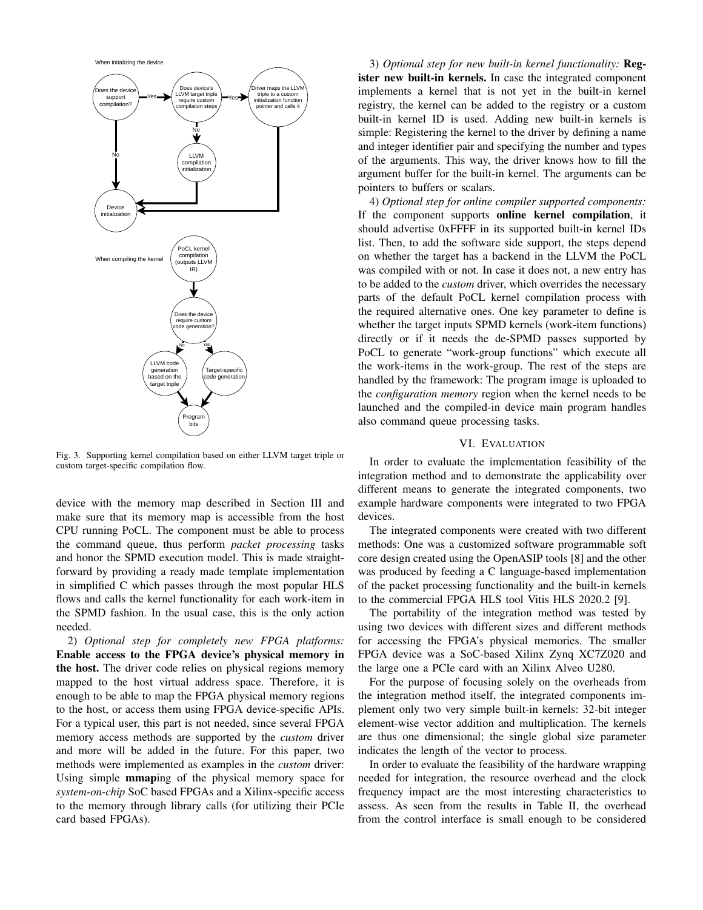Fig. 3. Supporting kernel compilation based on either LLVM target triple or custom target-specific compilation flow.

device with the memory map described in Section III and make sure that its memory map is accessible from the host CPU running PoCL. The component must be able to process the command queue, thus perform *packet processing* tasks and honor the SPMD execution model. This is made straightforward by providing a ready made template implementation in simplified C which passes through the most popular HLS flows and calls the kernel functionality for each work-item in the SPMD fashion. In the usual case, this is the only action needed.

2) *Optional step for completely new FPGA platforms:* **Enable access to the FPGA device's physical memory in the host.** The driver code relies on physical regions memory mapped to the host virtual address space. Therefore, it is enough to be able to map the FPGA physical memory regions to the host, or access them using FPGA device-specific APIs. For a typical user, this part is not needed, since several FPGA memory access methods are supported by the *custom* driver and more will be added in the future. For this paper, two methods were implemented as examples in the *custom* driver: Using simple **mmap**ing of the physical memory space for *system-on-chip* SoC based FPGAs and a Xilinx-specific access to the memory through library calls (for utilizing their PCIe card based FPGAs).

3) *Optional step for new built-in kernel functionality:* **Register new built-in kernels.** In case the integrated component implements a kernel that is not yet in the built-in kernel registry, the kernel can be added to the registry or a custom built-in kernel ID is used. Adding new built-in kernels is simple: Registering the kernel to the driver by defining a name and integer identifier pair and specifying the number and types of the arguments. This way, the driver knows how to fill the argument buffer for the built-in kernel. The arguments can be pointers to buffers or scalars.

4) *Optional step for online compiler supported components:* If the component supports **online kernel compilation**, it should advertise 0xFFFF in its supported built-in kernel IDs list. Then, to add the software side support, the steps depend on whether the target has a backend in the LLVM the PoCL was compiled with or not. In case it does not, a new entry has to be added to the *custom* driver, which overrides the necessary parts of the default PoCL kernel compilation process with the required alternative ones. One key parameter to define is whether the target inputs SPMD kernels (work-item functions) directly or if it needs the de-SPMD passes supported by PoCL to generate "work-group functions" which execute all the work-items in the work-group. The rest of the steps are handled by the framework: The program image is uploaded to the *configuration memory* region when the kernel needs to be launched and the compiled-in device main program handles also command queue processing tasks.

## VI. Evaluation

In order to evaluate the implementation feasibility of the integration method and to demonstrate the applicability over different means to generate the integrated components, two example hardware components were integrated to two FPGA devices.

The integrated components were created with two different methods: One was a customized software programmable soft core design created using the OpenASIP tools [8] and the other was produced by feeding a C language-based implementation of the packet processing functionality and the built-in kernels to the commercial FPGA HLS tool Vitis HLS 2020.2 [9].

The portability of the integration method was tested by using two devices with different sizes and different methods for accessing the FPGA's physical memories. The smaller FPGA device was a SoC-based Xilinx Zynq XC7Z020 and the large one a PCIe card with an Xilinx Alveo U280.

For the purpose of focusing solely on the overheads from the integration method itself, the integrated components implement only two very simple built-in kernels: 32-bit integer element-wise vector addition and multiplication. The kernels are thus one dimensional; the single global size parameter indicates the length of the vector to process.

In order to evaluate the feasibility of the hardware wrapping needed for integration, the resource overhead and the clock frequency impact are the most interesting characteristics to assess. As seen from the results in Table II, the overhead from the control interface is small enough to be considered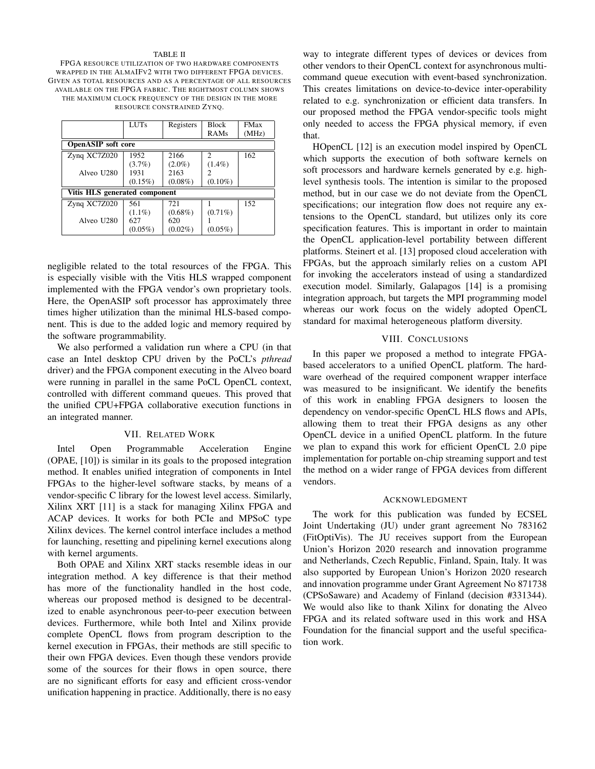TABLE II

FPGA resource utilization of two hardware components wrapped in the AlmaIFv2 with two different FPGA devices. Given as total resources and as a percentage of all resources available on the FPGA fabric. The rightmost column shows the maximum clock frequency of the design in the more resource constrained Zynq.

| | LUTs | Registers | Block RAMs | FMax (MHz) |
|---|---|---|---|---|
| **OpenASIP soft core** | | | | |
| Zynq XC7Z020 | 1952 (3.7%) | 2166 (2.0%) | 2 (1.4%) | 162 |
| Alveo U280 | 1931 (0.15%) | 2163 (0.08%) | 2 (0.10%) | |
| **Vitis HLS generated component** | | | | |
| Zynq XC7Z020 | 561 (1.1%) | 721 (0.68%) | 1 (0.71%) | 152 |
| Alveo U280 | 627 (0.05%) | 620 (0.02%) | 1 (0.05%) | |

negligible related to the total resources of the FPGA. This is especially visible with the Vitis HLS wrapped component implemented with the FPGA vendor's own proprietary tools. Here, the OpenASIP soft processor has approximately three times higher utilization than the minimal HLS-based component. This is due to the added logic and memory required by the software programmability.

We also performed a validation run where a CPU (in that case an Intel desktop CPU driven by the PoCL's *pthread* driver) and the FPGA component executing in the Alveo board were running in parallel in the same PoCL OpenCL context, controlled with different command queues. This proved that the unified CPU+FPGA collaborative execution functions in an integrated manner.

## VII. Related Work

Intel Open Programmable Acceleration Engine (OPAE, [10]) is similar in its goals to the proposed integration method. It enables unified integration of components in Intel FPGAs to the higher-level software stacks, by means of a vendor-specific C library for the lowest level access. Similarly, Xilinx XRT [11] is a stack for managing Xilinx FPGA and ACAP devices. It works for both PCIe and MPSoC type Xilinx devices. The kernel control interface includes a method for launching, resetting and pipelining kernel executions along with kernel arguments.

Both OPAE and Xilinx XRT stacks resemble ideas in our integration method. A key difference is that their method has more of the functionality handled in the host code, whereas our proposed method is designed to be decentralized to enable asynchronous peer-to-peer execution between devices. Furthermore, while both Intel and Xilinx provide complete OpenCL flows from program description to the kernel execution in FPGAs, their methods are still specific to their own FPGA devices. Even though these vendors provide some of the sources for their flows in open source, there are no significant efforts for easy and efficient cross-vendor unification happening in practice. Additionally, there is no easy way to integrate different types of devices or devices from other vendors to their OpenCL context for asynchronous multi-command queue execution with event-based synchronization. This creates limitations on device-to-device inter-operability related to e.g. synchronization or efficient data transfers. In our proposed method the FPGA vendor-specific tools might only needed to access the FPGA physical memory, if even that.

HOpenCL [12] is an execution model inspired by OpenCL which supports the execution of both software kernels on soft processors and hardware kernels generated by e.g. high-level synthesis tools. The intention is similar to the proposed method, but in our case we do not deviate from the OpenCL specifications; our integration flow does not require any extensions to the OpenCL standard, but utilizes only its core specification features. This is important in order to maintain the OpenCL application-level portability between different platforms. Steinert et al. [13] proposed cloud acceleration with FPGAs, but the approach similarly relies on a custom API for invoking the accelerators instead of using a standardized execution model. Similarly, Galapagos [14] is a promising integration approach, but targets the MPI programming model whereas our work focus on the widely adopted OpenCL standard for maximal heterogeneous platform diversity.

## VIII. Conclusions

In this paper we proposed a method to integrate FPGA-based accelerators to a unified OpenCL platform. The hardware overhead of the required component wrapper interface was measured to be insignificant. We identify the benefits of this work in enabling FPGA designers to loosen the dependency on vendor-specific OpenCL HLS flows and APIs, allowing them to treat their FPGA designs as any other OpenCL device in a unified OpenCL platform. In the future we plan to expand this work for efficient OpenCL 2.0 pipe implementation for portable on-chip streaming support and test the method on a wider range of FPGA devices from different vendors.

## Acknowledgment

The work for this publication was funded by ECSEL Joint Undertaking (JU) under grant agreement No 783162 (FitOptiVis). The JU receives support from the European Union's Horizon 2020 research and innovation programme and Netherlands, Czech Republic, Finland, Spain, Italy. It was also supported by European Union's Horizon 2020 research and innovation programme under Grant Agreement No 871738 (CPSoSaware) and Academy of Finland (decision #331344). We would also like to thank Xilinx for donating the Alveo FPGA and its related software used in this work and HSA Foundation for the financial support and the useful specification work.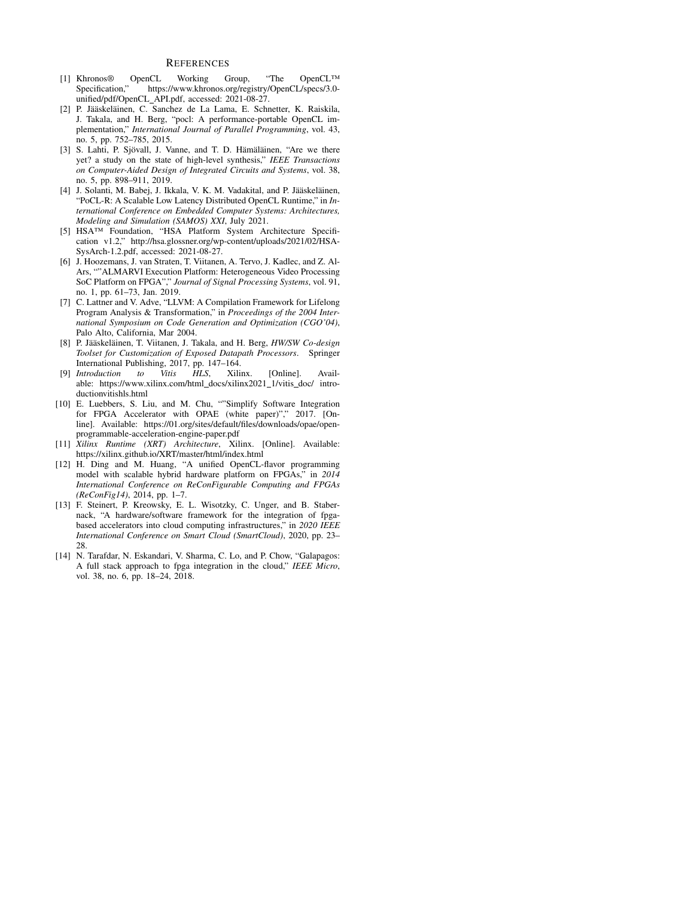## REFERENCES

[1] Khronos® OpenCL Working Group, "The OpenCL™ Specification," https://www.khronos.org/registry/OpenCL/specs/3.0-unified/pdf/OpenCL_API.pdf, accessed: 2021-08-27.

[2] P. Jääskeläinen, C. Sanchez de La Lama, E. Schnetter, K. Raiskila, J. Takala, and H. Berg, "pocl: A performance-portable OpenCL implementation," *International Journal of Parallel Programming*, vol. 43, no. 5, pp. 752–785, 2015.

[3] S. Lahti, P. Sjövall, J. Vanne, and T. D. Hämäläinen, "Are we there yet? a study on the state of high-level synthesis," *IEEE Transactions on Computer-Aided Design of Integrated Circuits and Systems*, vol. 38, no. 5, pp. 898–911, 2019.

[4] J. Solanti, M. Babej, J. Ikkala, V. K. M. Vadakital, and P. Jääskeläinen, "PoCL-R: A Scalable Low Latency Distributed OpenCL Runtime," in *International Conference on Embedded Computer Systems: Architectures, Modeling and Simulation (SAMOS) XXI*, July 2021.

[5] HSA™ Foundation, "HSA Platform System Architecture Specification v1.2," http://hsa.glossner.org/wp-content/uploads/2021/02/HSA-SysArch-1.2.pdf, accessed: 2021-08-27.

[6] J. Hoozemans, J. van Straten, T. Viitanen, A. Tervo, J. Kadlec, and Z. Al-Ars, ""ALMARVI Execution Platform: Heterogeneous Video Processing SoC Platform on FPGA"," *Journal of Signal Processing Systems*, vol. 91, no. 1, pp. 61–73, Jan. 2019.

[7] C. Lattner and V. Adve, "LLVM: A Compilation Framework for Lifelong Program Analysis & Transformation," in *Proceedings of the 2004 International Symposium on Code Generation and Optimization (CGO'04)*, Palo Alto, California, Mar 2004.

[8] P. Jääskeläinen, T. Viitanen, J. Takala, and H. Berg, *HW/SW Co-design Toolset for Customization of Exposed Datapath Processors*. Springer International Publishing, 2017, pp. 147–164.

[9] *Introduction to Vitis HLS*, Xilinx. [Online]. Available: https://www.xilinx.com/html_docs/xilinx2021_1/vitis_doc/introductionvitishls.html

[10] E. Luebbers, S. Liu, and M. Chu, ""Simplify Software Integration for FPGA Accelerator with OPAE (white paper)"," 2017. [Online]. Available: https://01.org/sites/default/files/downloads/opae/open-programmable-acceleration-engine-paper.pdf

[11] *Xilinx Runtime (XRT) Architecture*, Xilinx. [Online]. Available: https://xilinx.github.io/XRT/master/html/index.html

[12] H. Ding and M. Huang, "A unified OpenCL-flavor programming model with scalable hybrid hardware platform on FPGAs," in *2014 International Conference on ReConFigurable Computing and FPGAs (ReConFig14)*, 2014, pp. 1–7.

[13] F. Steinert, P. Kreowsky, E. L. Wisotzky, C. Unger, and B. Stabernack, "A hardware/software framework for the integration of fpga-based accelerators into cloud computing infrastructures," in *2020 IEEE International Conference on Smart Cloud (SmartCloud)*, 2020, pp. 23–28.

[14] N. Tarafdar, N. Eskandari, V. Sharma, C. Lo, and P. Chow, "Galapagos: A full stack approach to fpga integration in the cloud," *IEEE Micro*, vol. 38, no. 6, pp. 18–24, 2018.